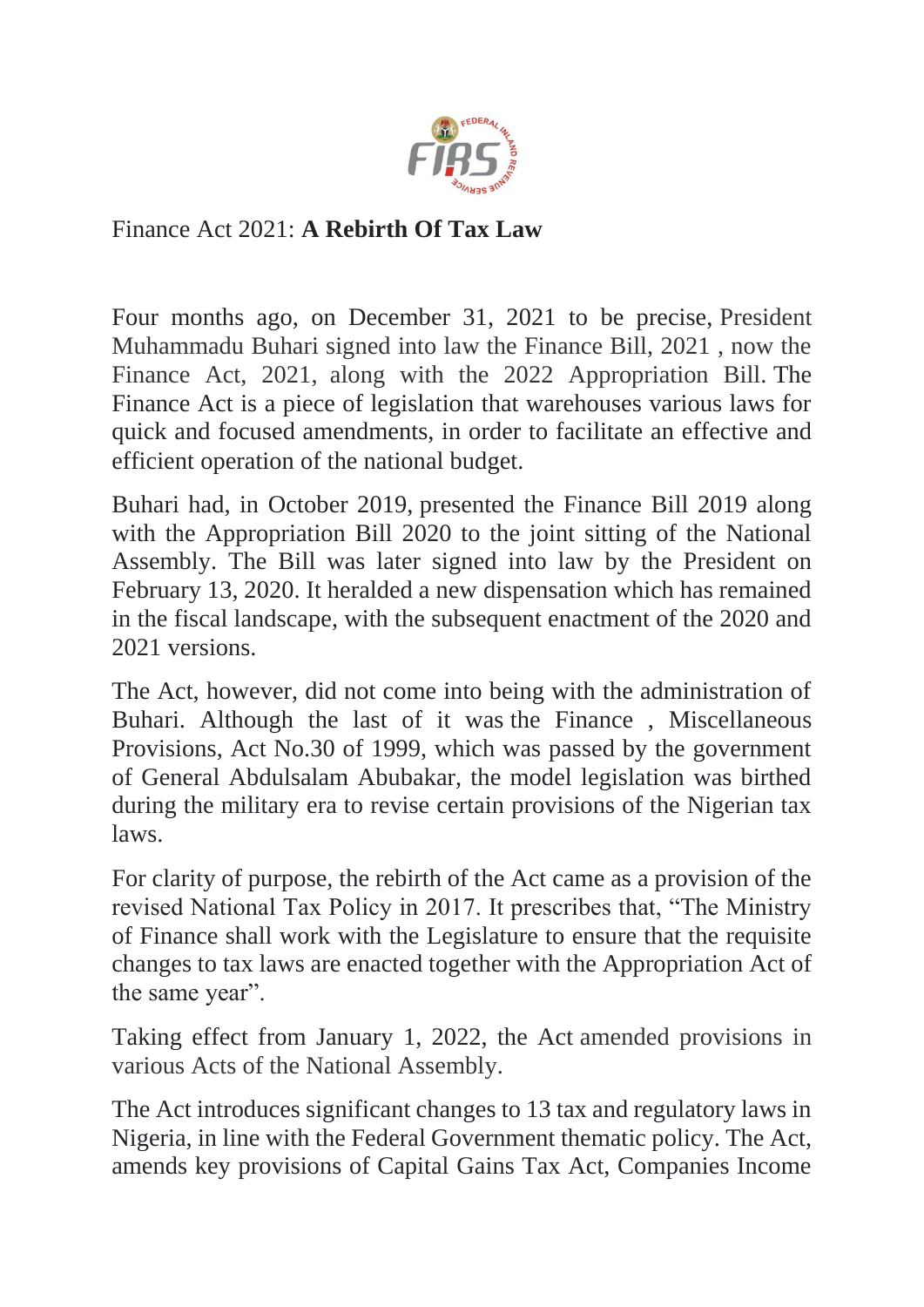# Finance Act 2021: **A Rebirth Of Tax Law**

Four months ago, on December 31, 2021 to be precise, President Muhammadu Buhari signed into law the Finance Bill, 2021 , now the Finance Act, 2021, along with the 2022 Appropriation Bill. The Finance Act is a piece of legislation that warehouses various laws for quick and focused amendments, in order to facilitate an effective and efficient operation of the national budget.

Buhari had, in October 2019, presented the Finance Bill 2019 along with the Appropriation Bill 2020 to the joint sitting of the National Assembly. The Bill was later signed into law by the President on February 13, 2020. It heralded a new dispensation which has remained in the fiscal landscape, with the subsequent enactment of the 2020 and 2021 versions.

The Act, however, did not come into being with the administration of Buhari. Although the last of it was the Finance , Miscellaneous Provisions, Act No.30 of 1999, which was passed by the government of General Abdulsalam Abubakar, the model legislation was birthed during the military era to revise certain provisions of the Nigerian tax laws.

For clarity of purpose, the rebirth of the Act came as a provision of the revised National Tax Policy in 2017. It prescribes that, "The Ministry of Finance shall work with the Legislature to ensure that the requisite changes to tax laws are enacted together with the Appropriation Act of the same year".

Taking effect from January 1, 2022, the Act amended provisions in various Acts of the National Assembly.

The Act introduces significant changes to 13 tax and regulatory laws in Nigeria, in line with the Federal Government thematic policy. The Act, amends key provisions of Capital Gains Tax Act, Companies Income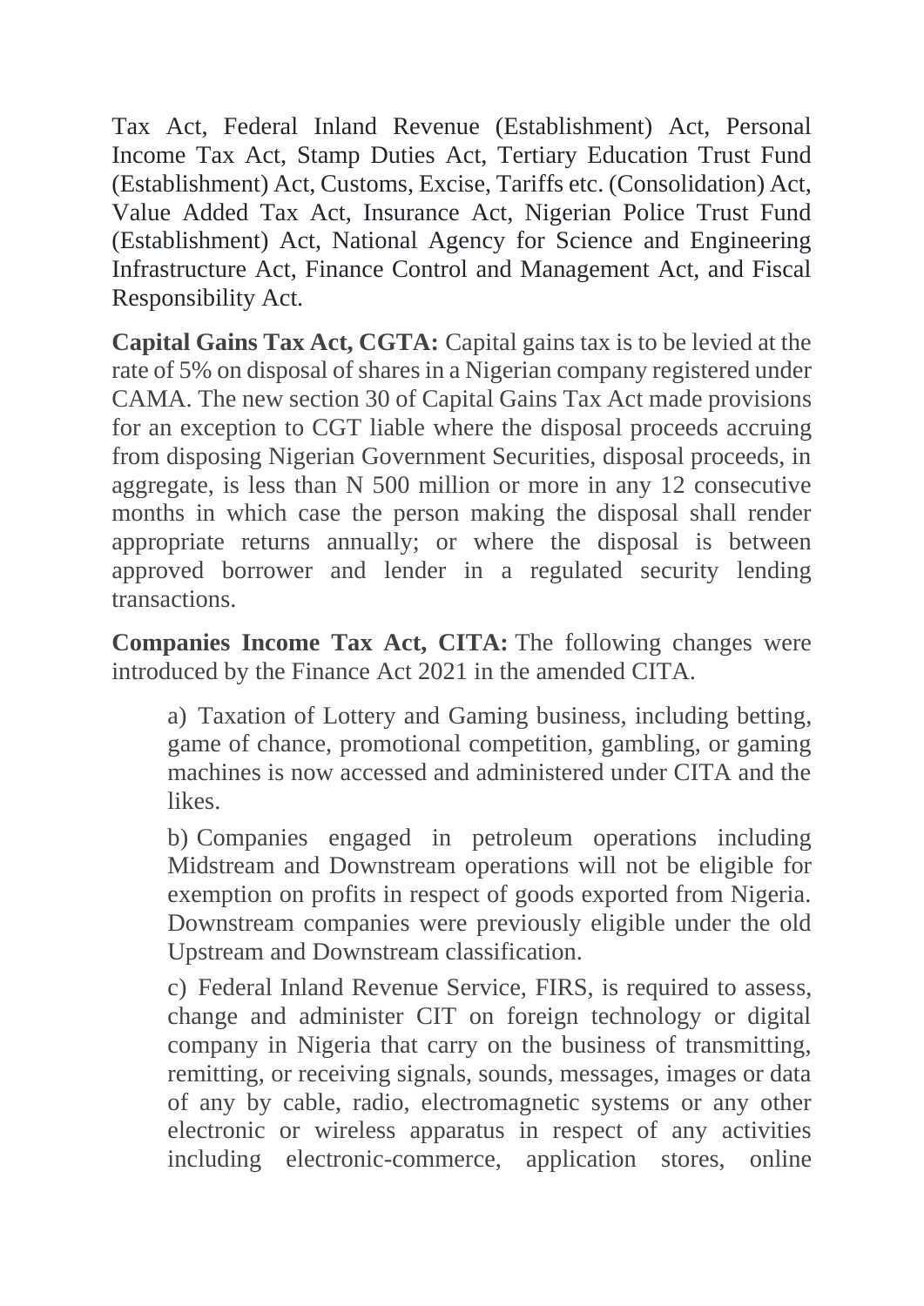Tax Act, Federal Inland Revenue (Establishment) Act, Personal Income Tax Act, Stamp Duties Act, Tertiary Education Trust Fund (Establishment) Act, Customs, Excise, Tariffs etc. (Consolidation) Act, Value Added Tax Act, Insurance Act, Nigerian Police Trust Fund (Establishment) Act, National Agency for Science and Engineering Infrastructure Act, Finance Control and Management Act, and Fiscal Responsibility Act.

**Capital Gains Tax Act, CGTA:** Capital gains tax is to be levied at the rate of 5% on disposal of shares in a Nigerian company registered under CAMA. The new section 30 of Capital Gains Tax Act made provisions for an exception to CGT liable where the disposal proceeds accruing from disposing Nigerian Government Securities, disposal proceeds, in aggregate, is less than N 500 million or more in any 12 consecutive months in which case the person making the disposal shall render appropriate returns annually; or where the disposal is between approved borrower and lender in a regulated security lending transactions.

**Companies Income Tax Act, CITA:** The following changes were introduced by the Finance Act 2021 in the amended CITA.

a) Taxation of Lottery and Gaming business, including betting, game of chance, promotional competition, gambling, or gaming machines is now accessed and administered under CITA and the likes.

b) Companies engaged in petroleum operations including Midstream and Downstream operations will not be eligible for exemption on profits in respect of goods exported from Nigeria. Downstream companies were previously eligible under the old Upstream and Downstream classification.

c) Federal Inland Revenue Service, FIRS, is required to assess, change and administer CIT on foreign technology or digital company in Nigeria that carry on the business of transmitting, remitting, or receiving signals, sounds, messages, images or data of any by cable, radio, electromagnetic systems or any other electronic or wireless apparatus in respect of any activities including electronic-commerce, application stores, online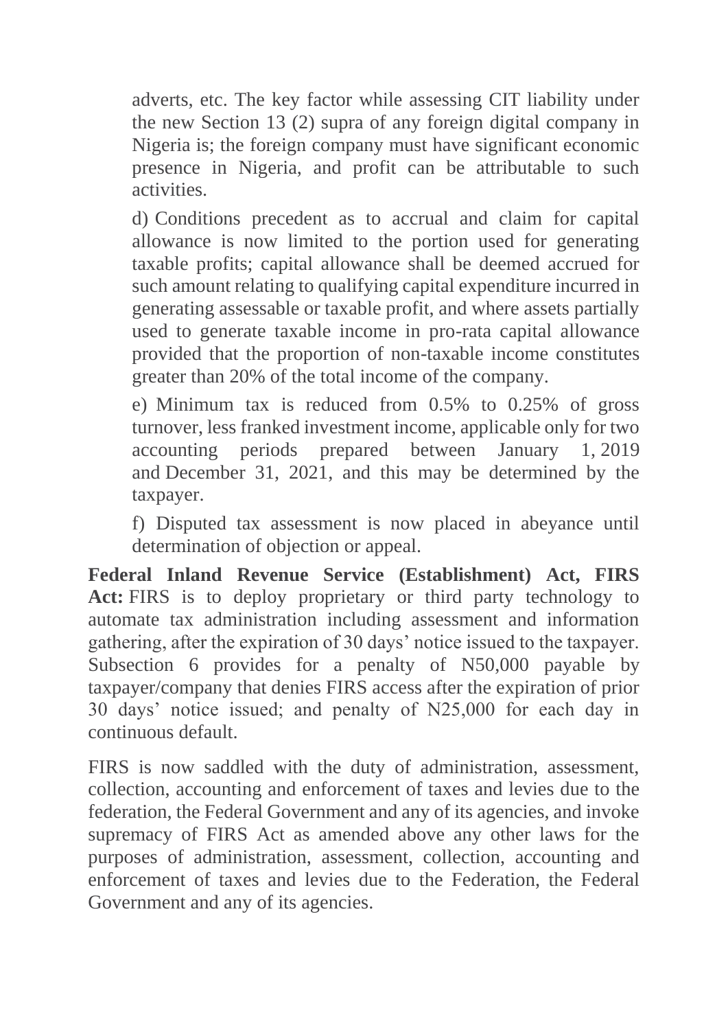adverts, etc. The key factor while assessing CIT liability under the new Section 13 (2) supra of any foreign digital company in Nigeria is; the foreign company must have significant economic presence in Nigeria, and profit can be attributable to such activities.

d) Conditions precedent as to accrual and claim for capital allowance is now limited to the portion used for generating taxable profits; capital allowance shall be deemed accrued for such amount relating to qualifying capital expenditure incurred in generating assessable or taxable profit, and where assets partially used to generate taxable income in pro-rata capital allowance provided that the proportion of non-taxable income constitutes greater than 20% of the total income of the company.

e) Minimum tax is reduced from 0.5% to 0.25% of gross turnover, less franked investment income, applicable only for two accounting periods prepared between January 1, 2019 and December 31, 2021, and this may be determined by the taxpayer.

f) Disputed tax assessment is now placed in abeyance until determination of objection or appeal.

**Federal Inland Revenue Service (Establishment) Act, FIRS Act:** FIRS is to deploy proprietary or third party technology to automate tax administration including assessment and information gathering, after the expiration of 30 days' notice issued to the taxpayer. Subsection 6 provides for a penalty of N50,000 payable by taxpayer/company that denies FIRS access after the expiration of prior 30 days' notice issued; and penalty of N25,000 for each day in continuous default.

FIRS is now saddled with the duty of administration, assessment, collection, accounting and enforcement of taxes and levies due to the federation, the Federal Government and any of its agencies, and invoke supremacy of FIRS Act as amended above any other laws for the purposes of administration, assessment, collection, accounting and enforcement of taxes and levies due to the Federation, the Federal Government and any of its agencies.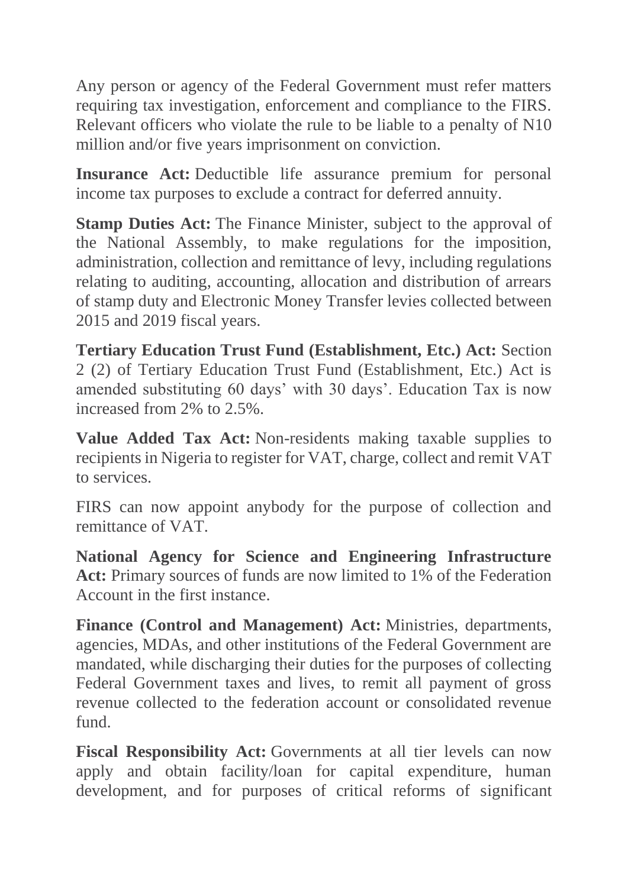Any person or agency of the Federal Government must refer matters requiring tax investigation, enforcement and compliance to the FIRS. Relevant officers who violate the rule to be liable to a penalty of N10 million and/or five years imprisonment on conviction.

**Insurance Act:** Deductible life assurance premium for personal income tax purposes to exclude a contract for deferred annuity.

**Stamp Duties Act:** The Finance Minister, subject to the approval of the National Assembly, to make regulations for the imposition, administration, collection and remittance of levy, including regulations relating to auditing, accounting, allocation and distribution of arrears of stamp duty and Electronic Money Transfer levies collected between 2015 and 2019 fiscal years.

**Tertiary Education Trust Fund (Establishment, Etc.) Act:** Section 2 (2) of Tertiary Education Trust Fund (Establishment, Etc.) Act is amended substituting 60 days' with 30 days'. Education Tax is now increased from 2% to 2.5%.

**Value Added Tax Act:** Non-residents making taxable supplies to recipients in Nigeria to register for VAT, charge, collect and remit VAT to services.

FIRS can now appoint anybody for the purpose of collection and remittance of VAT.

**National Agency for Science and Engineering Infrastructure Act:** Primary sources of funds are now limited to 1% of the Federation Account in the first instance.

**Finance (Control and Management) Act:** Ministries, departments, agencies, MDAs, and other institutions of the Federal Government are mandated, while discharging their duties for the purposes of collecting Federal Government taxes and lives, to remit all payment of gross revenue collected to the federation account or consolidated revenue fund.

**Fiscal Responsibility Act:** Governments at all tier levels can now apply and obtain facility/loan for capital expenditure, human development, and for purposes of critical reforms of significant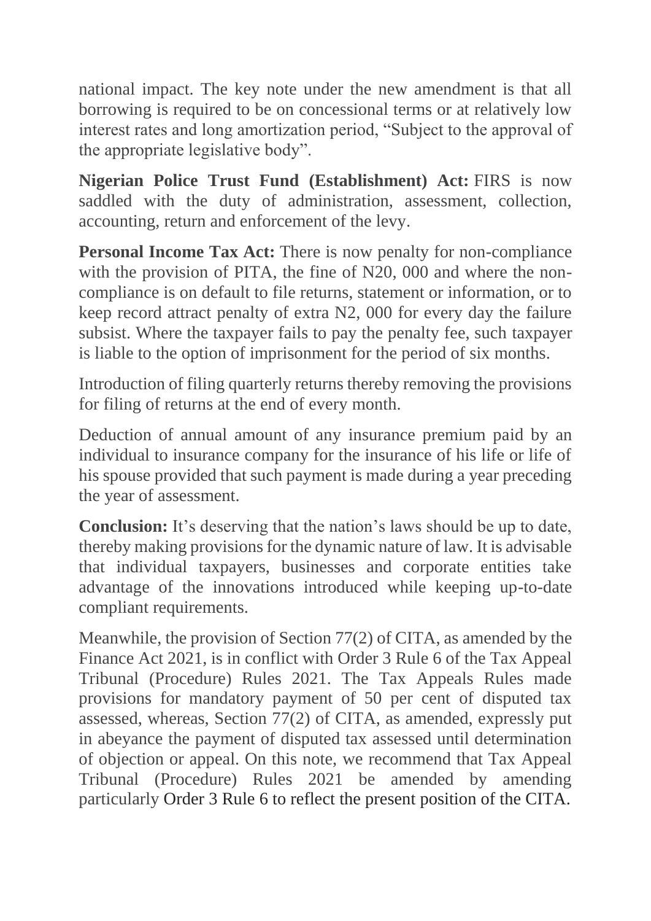national impact. The key note under the new amendment is that all borrowing is required to be on concessional terms or at relatively low interest rates and long amortization period, "Subject to the approval of the appropriate legislative body".

**Nigerian Police Trust Fund (Establishment) Act:** FIRS is now saddled with the duty of administration, assessment, collection, accounting, return and enforcement of the levy.

**Personal Income Tax Act:** There is now penalty for non-compliance with the provision of PITA, the fine of N20, 000 and where the non-compliance is on default to file returns, statement or information, or to keep record attract penalty of extra N2, 000 for every day the failure subsist. Where the taxpayer fails to pay the penalty fee, such taxpayer is liable to the option of imprisonment for the period of six months.

Introduction of filing quarterly returns thereby removing the provisions for filing of returns at the end of every month.

Deduction of annual amount of any insurance premium paid by an individual to insurance company for the insurance of his life or life of his spouse provided that such payment is made during a year preceding the year of assessment.

**Conclusion:** It's deserving that the nation's laws should be up to date, thereby making provisions for the dynamic nature of law. It is advisable that individual taxpayers, businesses and corporate entities take advantage of the innovations introduced while keeping up-to-date compliant requirements.

Meanwhile, the provision of Section 77(2) of CITA, as amended by the Finance Act 2021, is in conflict with Order 3 Rule 6 of the Tax Appeal Tribunal (Procedure) Rules 2021. The Tax Appeals Rules made provisions for mandatory payment of 50 per cent of disputed tax assessed, whereas, Section 77(2) of CITA, as amended, expressly put in abeyance the payment of disputed tax assessed until determination of objection or appeal. On this note, we recommend that Tax Appeal Tribunal (Procedure) Rules 2021 be amended by amending particularly Order 3 Rule 6 to reflect the present position of the CITA.